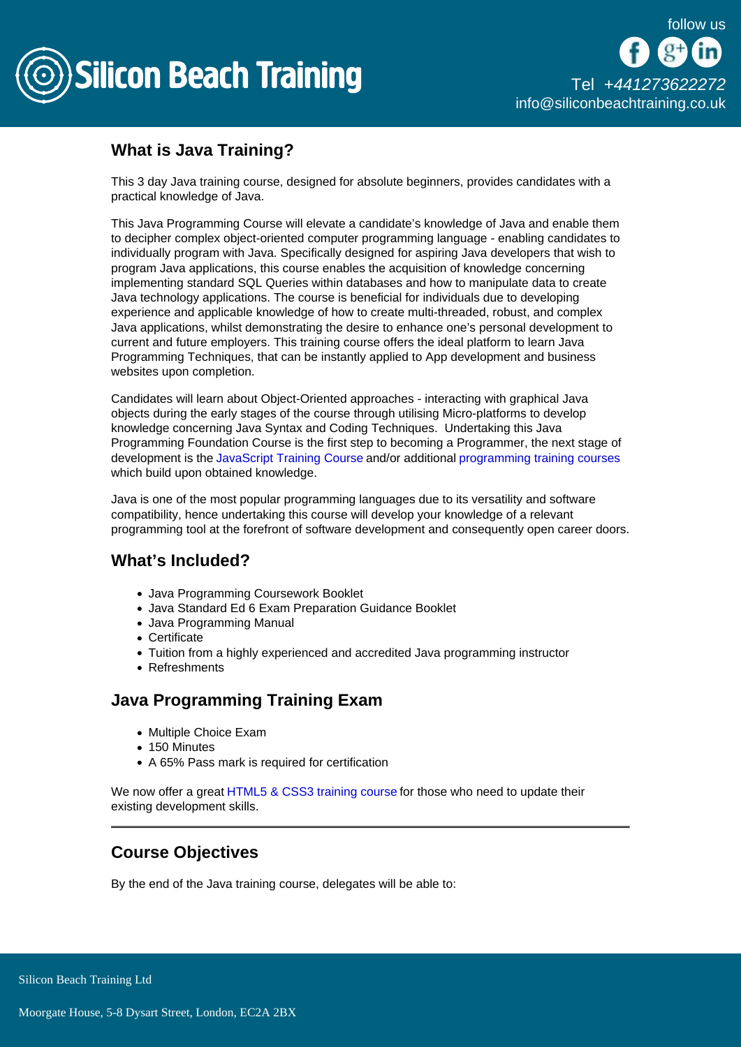## What is Java Training?

This 3 day Java training course, designed for absolute beginners, provides candidates with a practical knowledge of Java.

This Java Programming Course will elevate a candidate's knowledge of Java and enable them to decipher complex object-oriented computer programming language - enabling candidates to individually program with Java. Specifically designed for aspiring Java developers that wish to program Java applications, this course enables the acquisition of knowledge concerning implementing standard SQL Queries within databases and how to manipulate data to create Java technology applications. The course is beneficial for individuals due to developing experience and applicable knowledge of how to create multi-threaded, robust, and complex Java applications, whilst demonstrating the desire to enhance one's personal development to current and future employers. This training course offers the ideal platform to learn Java Programming Techniques, that can be instantly applied to App development and business websites upon completion.

Candidates will learn about Object-Oriented approaches - interacting with graphical Java objects during the early stages of the course through utilising Micro-platforms to develop knowledge concerning Java Syntax and Coding Techniques. Undertaking this Java Programming Foundation Course is the first step to becoming a Programmer, the next stage of development is the JavaScript Training Course and/or additional programming training courses which build upon obtained knowledge.

Java is one of the most popular programming languages due to its versatility and software compatibility, hence undertaking this course will develop your knowledge of a relevant programming tool at the forefront of software development and consequently open career doors.

## What's Included?

- Java Programming Coursework Booklet
- Java Standard Ed 6 Exam Preparation Guidance Booklet
- Java Programming Manual
- Certificate
- Tuition from a highly experienced and accredited Java programming instructor
- Refreshments

## Java Programming Training Exam

- Multiple Choice Exam
- 150 Minutes
- A 65% Pass mark is required for certification

We now offer a great HTML5 & CSS3 training course for those who need to update their existing development skills.

---

## Course Objectives

By the end of the Java training course, delegates will be able to: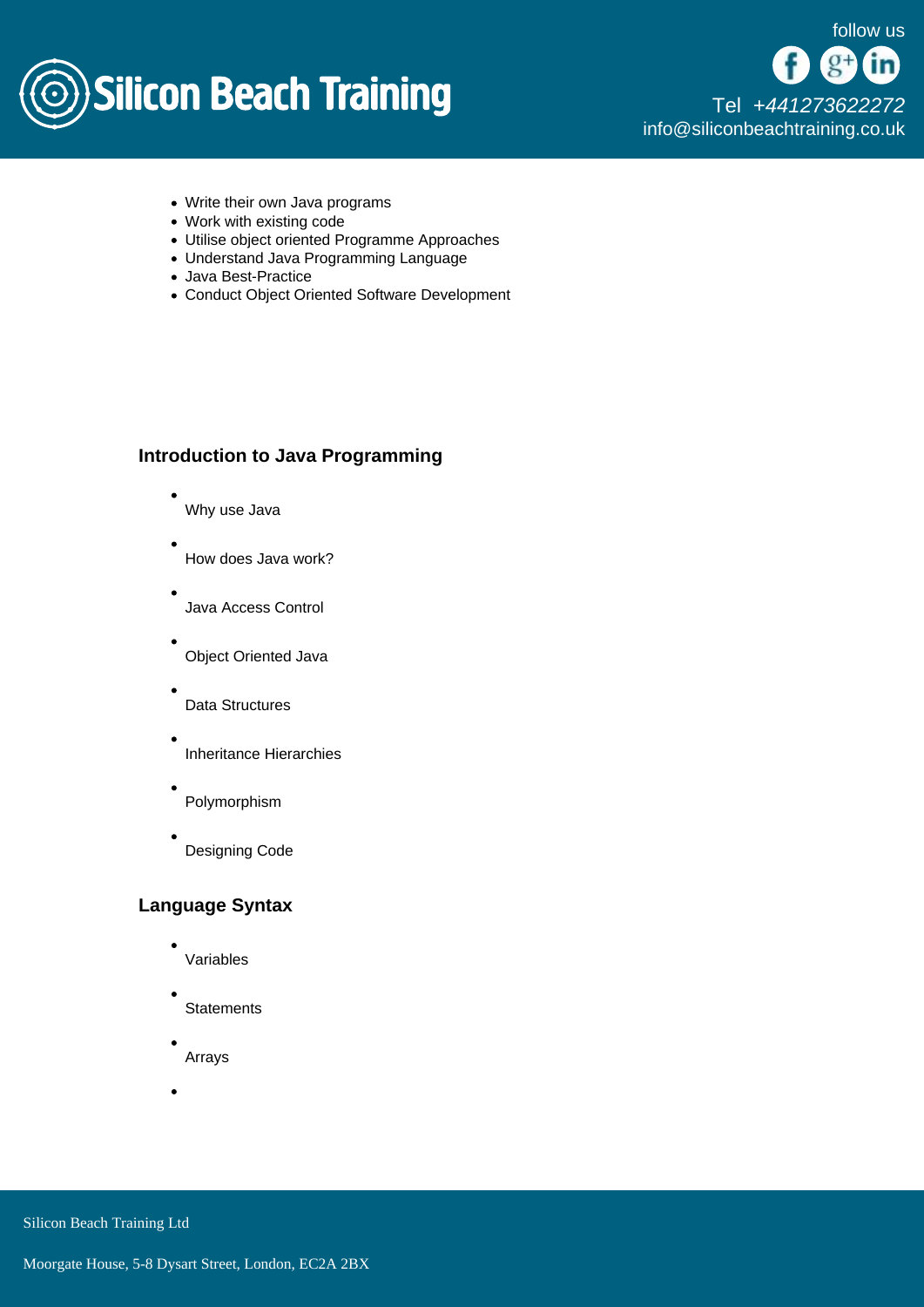- Write their own Java programs
- Work with existing code
- Utilise object oriented Programme Approaches
- Understand Java Programming Language
- Java Best-Practice
- Conduct Object Oriented Software Development

### Introduction to Java Programming

- Why use Java
- How does Java work?
- Java Access Control
- Object Oriented Java
- Data Structures
- Inheritance Hierarchies
- Polymorphism
- Designing Code

### Language Syntax

- Variables
- Statements
- Arrays
-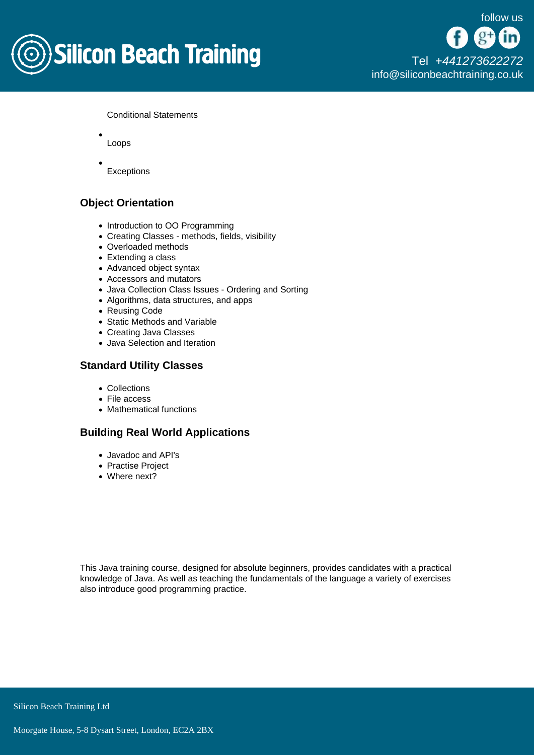- Conditional Statements
- Loops
- Exceptions

### Object Orientation

- Introduction to OO Programming
- Creating Classes - methods, fields, visibility
- Overloaded methods
- Extending a class
- Advanced object syntax
- Accessors and mutators
- Java Collection Class Issues - Ordering and Sorting
- Algorithms, data structures, and apps
- Reusing Code
- Static Methods and Variable
- Creating Java Classes
- Java Selection and Iteration

### Standard Utility Classes

- Collections
- File access
- Mathematical functions

### Building Real World Applications

- Javadoc and API's
- Practise Project
- Where next?

This Java training course, designed for absolute beginners, provides candidates with a practical knowledge of Java. As well as teaching the fundamentals of the language a variety of exercises also introduce good programming practice.